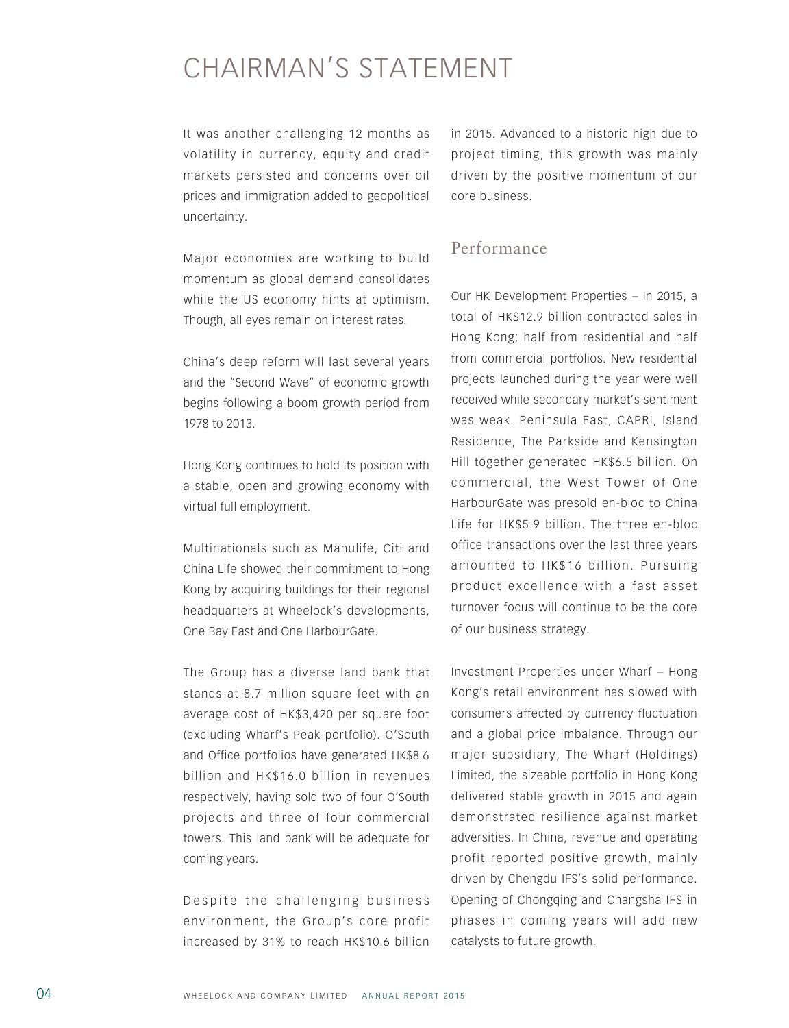# CHAIRMAN'S STATEMENT

It was another challenging 12 months as volatility in currency, equity and credit markets persisted and concerns over oil prices and immigration added to geopolitical uncertainty.

Major economies are working to build momentum as global demand consolidates while the US economy hints at optimism. Though, all eyes remain on interest rates.

China's deep reform will last several years and the "Second Wave" of economic growth begins following a boom growth period from 1978 to 2013.

Hong Kong continues to hold its position with a stable, open and growing economy with virtual full employment.

Multinationals such as Manulife, Citi and China Life showed their commitment to Hong Kong by acquiring buildings for their regional headquarters at Wheelock's developments, One Bay East and One HarbourGate.

The Group has a diverse land bank that stands at 8.7 million square feet with an average cost of HK$3,420 per square foot (excluding Wharf's Peak portfolio). O'South and Office portfolios have generated HK$8.6 billion and HK$16.0 billion in revenues respectively, having sold two of four O'South projects and three of four commercial towers. This land bank will be adequate for coming years.

Despite the challenging business environment, the Group's core profit increased by 31% to reach HK$10.6 billion in 2015. Advanced to a historic high due to project timing, this growth was mainly driven by the positive momentum of our core business.

## Performance

Our HK Development Properties – In 2015, a total of HK$12.9 billion contracted sales in Hong Kong; half from residential and half from commercial portfolios. New residential projects launched during the year were well received while secondary market's sentiment was weak. Peninsula East, CAPRI, Island Residence, The Parkside and Kensington Hill together generated HK$6.5 billion. On commercial, the West Tower of One HarbourGate was presold en-bloc to China Life for HK$5.9 billion. The three en-bloc office transactions over the last three years amounted to HK$16 billion. Pursuing product excellence with a fast asset turnover focus will continue to be the core of our business strategy.

Investment Properties under Wharf – Hong Kong's retail environment has slowed with consumers affected by currency fluctuation and a global price imbalance. Through our major subsidiary, The Wharf (Holdings) Limited, the sizeable portfolio in Hong Kong delivered stable growth in 2015 and again demonstrated resilience against market adversities. In China, revenue and operating profit reported positive growth, mainly driven by Chengdu IFS's solid performance. Opening of Chongqing and Changsha IFS in phases in coming years will add new catalysts to future growth.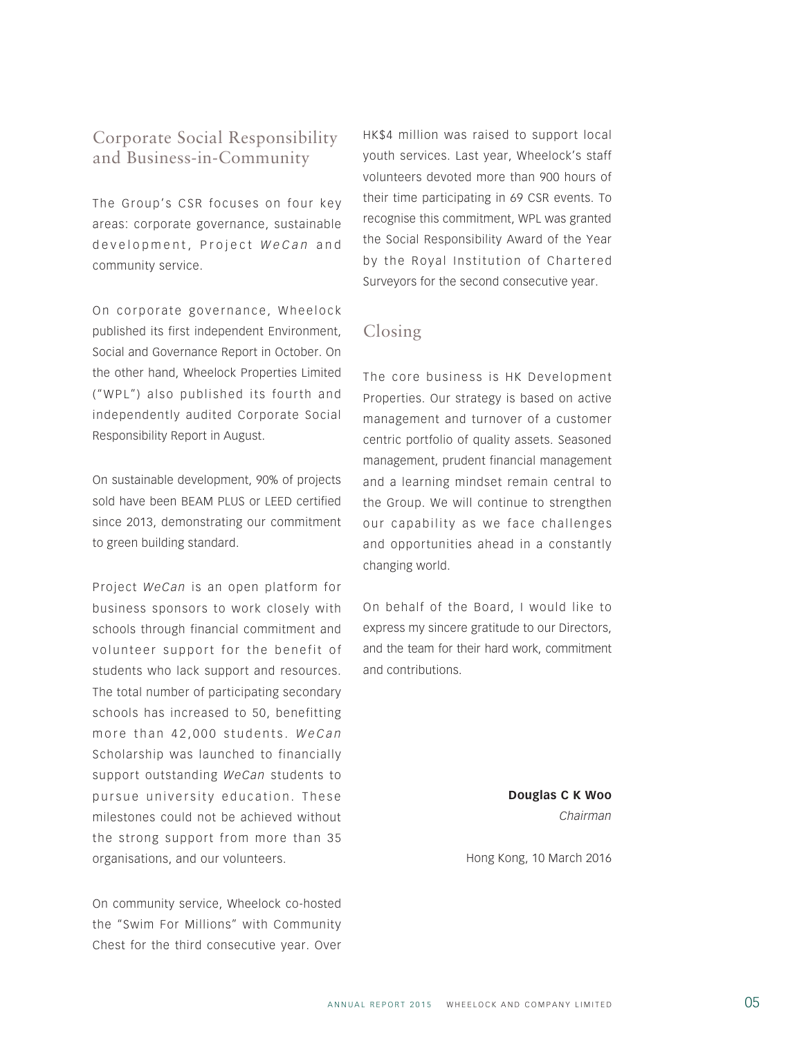## Corporate Social Responsibility and Business-in-Community

The Group's CSR focuses on four key areas: corporate governance, sustainable development, Project *WeCan* and community service.

On corporate governance, Wheelock published its first independent Environment, Social and Governance Report in October. On the other hand, Wheelock Properties Limited ("WPL") also published its fourth and independently audited Corporate Social Responsibility Report in August.

On sustainable development, 90% of projects sold have been BEAM PLUS or LEED certified since 2013, demonstrating our commitment to green building standard.

Project *WeCan* is an open platform for business sponsors to work closely with schools through financial commitment and volunteer support for the benefit of students who lack support and resources. The total number of participating secondary schools has increased to 50, benefitting more than 42,000 students. *WeCan* Scholarship was launched to financially support outstanding *WeCan* students to pursue university education. These milestones could not be achieved without the strong support from more than 35 organisations, and our volunteers.

On community service, Wheelock co-hosted the "Swim For Millions" with Community Chest for the third consecutive year. Over HK$4 million was raised to support local youth services. Last year, Wheelock's staff volunteers devoted more than 900 hours of their time participating in 69 CSR events. To recognise this commitment, WPL was granted the Social Responsibility Award of the Year by the Royal Institution of Chartered Surveyors for the second consecutive year.

## Closing

The core business is HK Development Properties. Our strategy is based on active management and turnover of a customer centric portfolio of quality assets. Seasoned management, prudent financial management and a learning mindset remain central to the Group. We will continue to strengthen our capability as we face challenges and opportunities ahead in a constantly changing world.

On behalf of the Board, I would like to express my sincere gratitude to our Directors, and the team for their hard work, commitment and contributions.

**Douglas C K Woo**
*Chairman*

Hong Kong, 10 March 2016